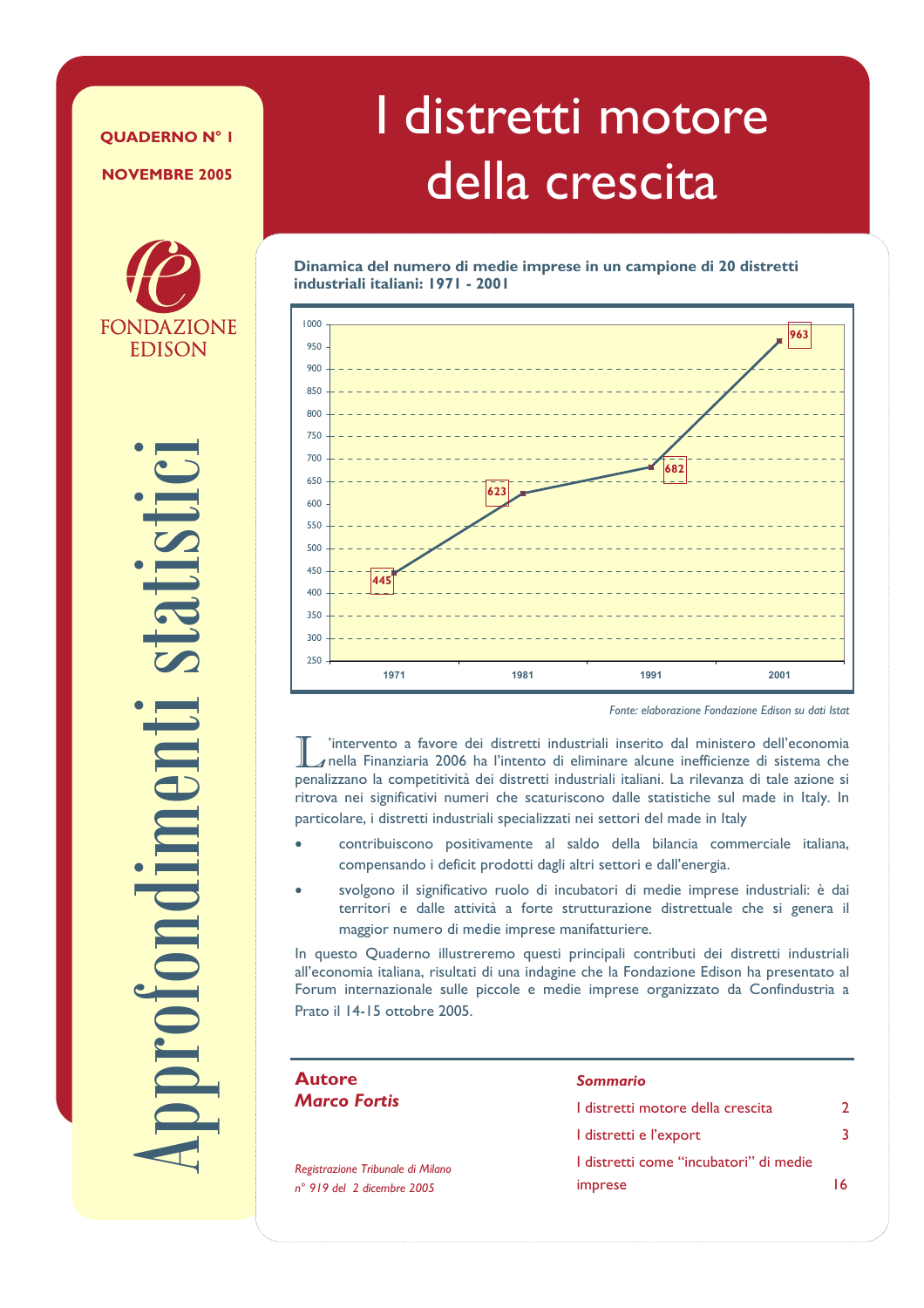QUADERNO N° 1

NOVEMBRE 2005

FONDAZIONE EDISON

Approfondimenti statistici

# I distretti motore della crescita

**Dinamica del numero di medie imprese in un campione di 20 distretti industriali italiani: 1971 - 2001**

| Anno | Numero di medie imprese |
|---|---|
| 1971 | 445 |
| 1981 | 623 |
| 1991 | 682 |
| 2001 | 963 |

*Fonte: elaborazione Fondazione Edison su dati Istat*

L'intervento a favore dei distretti industriali inserito dal ministero dell'economia nella Finanziaria 2006 ha l'intento di eliminare alcune inefficienze di sistema che penalizzano la competitività dei distretti industriali italiani. La rilevanza di tale azione si ritrova nei significativi numeri che scaturiscono dalle statistiche sul made in Italy. In particolare, i distretti industriali specializzati nei settori del made in Italy

- contribuiscono positivamente al saldo della bilancia commerciale italiana, compensando i deficit prodotti dagli altri settori e dall'energia.
- svolgono il significativo ruolo di incubatori di medie imprese industriali: è dai territori e dalle attività a forte strutturazione distrettuale che si genera il maggior numero di medie imprese manifatturiere.

In questo Quaderno illustreremo questi principali contributi dei distretti industriali all'economia italiana, risultati di una indagine che la Fondazione Edison ha presentato al Forum internazionale sulle piccole e medie imprese organizzato da Confindustria a Prato il 14-15 ottobre 2005.

**Autore**
***Marco Fortis***

*Registrazione Tribunale di Milano n° 919 del 2 dicembre 2005*

***Sommario***

| | |
|---|---|
| I distretti motore della crescita | 2 |
| I distretti e l'export | 3 |
| I distretti come "incubatori" di medie imprese | 16 |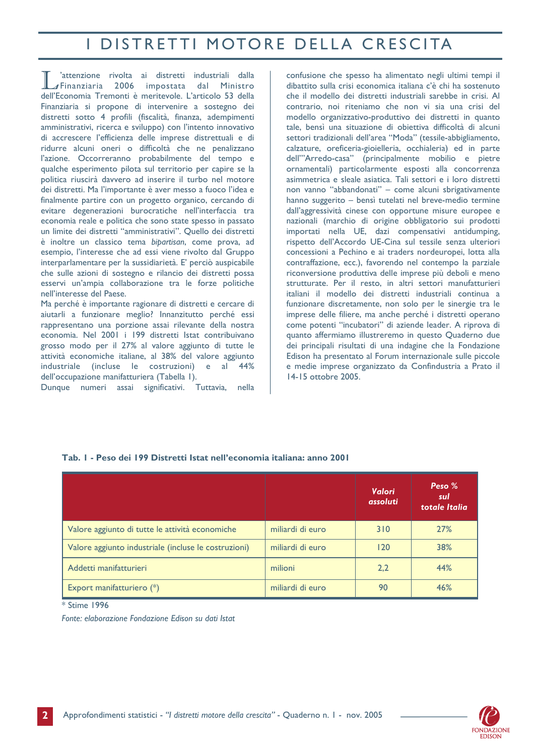# I DISTRETTI MOTORE DELLA CRESCITA

L'attenzione rivolta ai distretti industriali dalla Finanziaria 2006 impostata dal Ministro dell'Economia Tremonti è meritevole. L'articolo 53 della Finanziaria si propone di intervenire a sostegno dei distretti sotto 4 profili (fiscalità, finanza, adempimenti amministrativi, ricerca e sviluppo) con l'intento innovativo di accrescere l'efficienza delle imprese distrettuali e di ridurre alcuni oneri o difficoltà che ne penalizzano l'azione. Occorreranno probabilmente del tempo e qualche esperimento pilota sul territorio per capire se la politica riuscirà davvero ad inserire il turbo nel motore dei distretti. Ma l'importante è aver messo a fuoco l'idea e finalmente partire con un progetto organico, cercando di evitare degenerazioni burocratiche nell'interfaccia tra economia reale e politica che sono state spesso in passato un limite dei distretti "amministrativi". Quello dei distretti è inoltre un classico tema *bipartisan*, come prova, ad esempio, l'interesse che ad essi viene rivolto dal Gruppo interparlamentare per la sussidiarietà. E' perciò auspicabile che sulle azioni di sostegno e rilancio dei distretti possa esservi un'ampia collaborazione tra le forze politiche nell'interesse del Paese.

Ma perché è importante ragionare di distretti e cercare di aiutarli a funzionare meglio? Innanzitutto perché essi rappresentano una porzione assai rilevante della nostra economia. Nel 2001 i 199 distretti Istat contribuivano grosso modo per il 27% al valore aggiunto di tutte le attività economiche italiane, al 38% del valore aggiunto industriale (incluse le costruzioni) e al 44% dell'occupazione manifatturiera (Tabella 1).

Dunque numeri assai significativi. Tuttavia, nella confusione che spesso ha alimentato negli ultimi tempi il dibattito sulla crisi economica italiana c'è chi ha sostenuto che il modello dei distretti industriali sarebbe in crisi. Al contrario, noi riteniamo che non vi sia una crisi del modello organizzativo-produttivo dei distretti in quanto tale, bensì una situazione di obiettiva difficoltà di alcuni settori tradizionali dell'area "Moda" (tessile-abbigliamento, calzature, oreficeria-gioielleria, occhialeria) ed in parte dell'"Arredo-casa" (principalmente mobilio e pietre ornamentali) particolarmente esposti alla concorrenza asimmetrica e sleale asiatica. Tali settori e i loro distretti non vanno "abbandonati" – come alcuni sbrigativamente hanno suggerito – bensì tutelati nel breve-medio termine dall'aggressività cinese con opportune misure europee e nazionali (marchio di origine obbligatorio sui prodotti importati nella UE, dazi compensativi antidumping, rispetto dell'Accordo UE-Cina sul tessile senza ulteriori concessioni a Pechino e ai traders nordeuropei, lotta alla contraffazione, ecc.), favorendo nel contempo la parziale riconversione produttiva delle imprese più deboli e meno strutturate. Per il resto, in altri settori manifatturieri italiani il modello dei distretti industriali continua a funzionare discretamente, non solo per le sinergie tra le imprese delle filiere, ma anche perché i distretti operano come potenti "incubatori" di aziende leader. A riprova di quanto affermiamo illustreremo in questo Quaderno due dei principali risultati di una indagine che la Fondazione Edison ha presentato al Forum internazionale sulle piccole e medie imprese organizzato da Confindustria a Prato il 14-15 ottobre 2005.

**Tab. 1 - Peso dei 199 Distretti Istat nell'economia italiana: anno 2001**

| | | *Valori assoluti* | *Peso % sul totale Italia* |
|---|---|---|---|
| Valore aggiunto di tutte le attività economiche | miliardi di euro | 310 | 27% |
| Valore aggiunto industriale (incluse le costruzioni) | miliardi di euro | 120 | 38% |
| Addetti manifatturieri | milioni | 2,2 | 44% |
| Export manifatturiero (*) | miliardi di euro | 90 | 46% |

\* Stime 1996

*Fonte: elaborazione Fondazione Edison su dati Istat*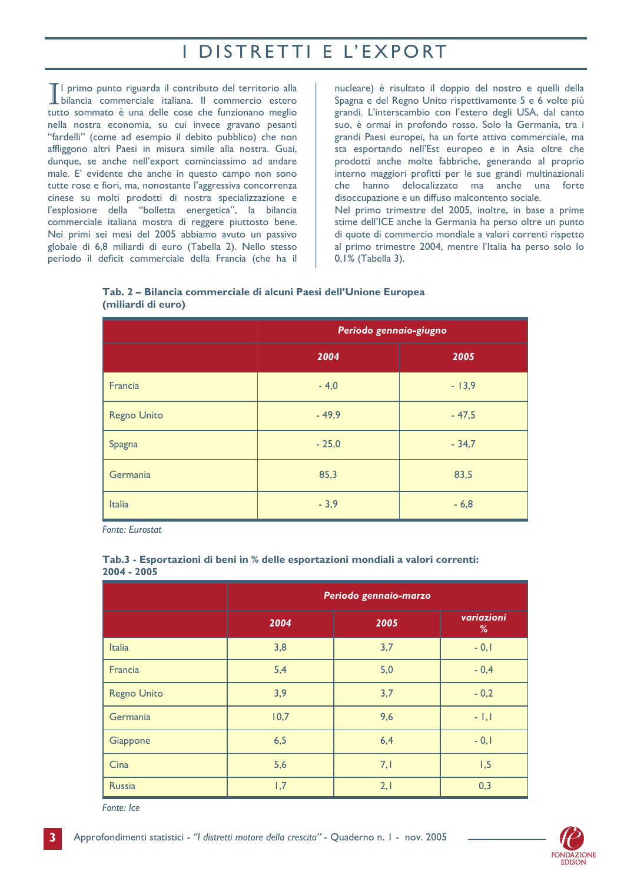# I DISTRETTI E L'EXPORT

Il primo punto riguarda il contributo del territorio alla bilancia commerciale italiana. Il commercio estero tutto sommato è una delle cose che funzionano meglio nella nostra economia, su cui invece gravano pesanti "fardelli" (come ad esempio il debito pubblico) che non affliggono altri Paesi in misura simile alla nostra. Guai, dunque, se anche nell'export cominciassimo ad andare male. E' evidente che anche in questo campo non sono tutte rose e fiori, ma, nonostante l'aggressiva concorrenza cinese su molti prodotti di nostra specializzazione e l'esplosione della "bolletta energetica", la bilancia commerciale italiana mostra di reggere piuttosto bene. Nei primi sei mesi del 2005 abbiamo avuto un passivo globale di 6,8 miliardi di euro (Tabella 2). Nello stesso periodo il deficit commerciale della Francia (che ha il nucleare) è risultato il doppio del nostro e quelli della Spagna e del Regno Unito rispettivamente 5 e 6 volte più grandi. L'interscambio con l'estero degli USA, dal canto suo, è ormai in profondo rosso. Solo la Germania, tra i grandi Paesi europei, ha un forte attivo commerciale, ma sta esportando nell'Est europeo e in Asia oltre che prodotti anche molte fabbriche, generando al proprio interno maggiori profitti per le sue grandi multinazionali che hanno delocalizzato ma anche una forte disoccupazione e un diffuso malcontento sociale.

Nel primo trimestre del 2005, inoltre, in base a prime stime dell'ICE anche la Germania ha perso oltre un punto di quote di commercio mondiale a valori correnti rispetto al primo trimestre 2004, mentre l'Italia ha perso solo lo 0,1% (Tabella 3).

**Tab. 2 – Bilancia commerciale di alcuni Paesi dell'Unione Europea (miliardi di euro)**

| | *Periodo gennaio-giugno* | |
|---|---|---|
| | ***2004*** | ***2005*** |
| Francia | - 4,0 | - 13,9 |
| Regno Unito | - 49,9 | - 47,5 |
| Spagna | - 25,0 | - 34,7 |
| Germania | 85,3 | 83,5 |
| Italia | - 3,9 | - 6,8 |

*Fonte: Eurostat*

**Tab.3 - Esportazioni di beni in % delle esportazioni mondiali a valori correnti: 2004 - 2005**

| | *Periodo gennaio-marzo* | | |
|---|---|---|---|
| | ***2004*** | ***2005*** | ***variazioni %*** |
| Italia | 3,8 | 3,7 | - 0,1 |
| Francia | 5,4 | 5,0 | - 0,4 |
| Regno Unito | 3,9 | 3,7 | - 0,2 |
| Germania | 10,7 | 9,6 | - 1,1 |
| Giappone | 6,5 | 6,4 | - 0,1 |
| Cina | 5,6 | 7,1 | 1,5 |
| Russia | 1,7 | 2,1 | 0,3 |

*Fonte: Ice*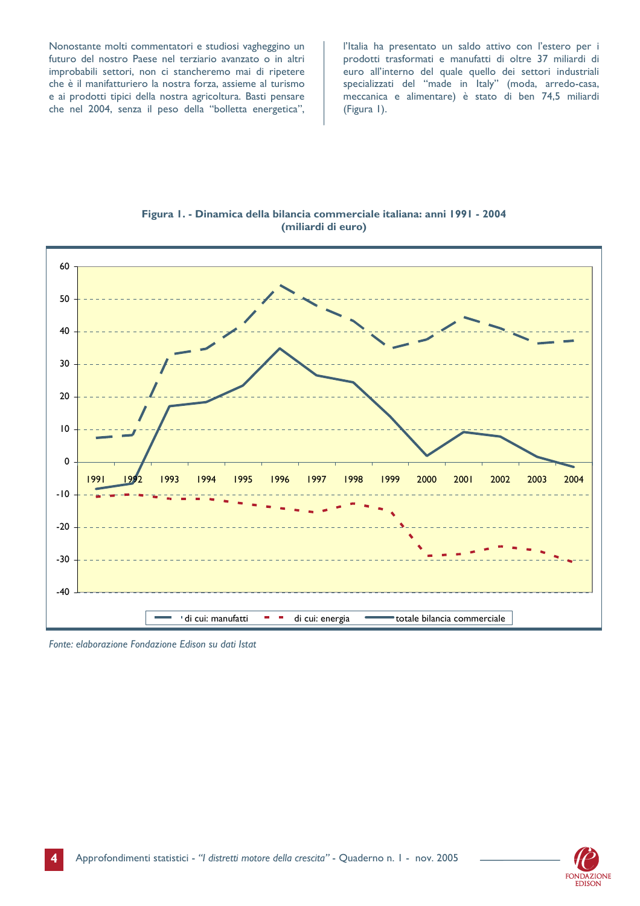Nonostante molti commentatori e studiosi vagheggino un futuro del nostro Paese nel terziario avanzato o in altri improbabili settori, non ci stancheremo mai di ripetere che è il manifatturiero la nostra forza, assieme al turismo e ai prodotti tipici della nostra agricoltura. Basti pensare che nel 2004, senza il peso della "bolletta energetica", l'Italia ha presentato un saldo attivo con l'estero per i prodotti trasformati e manufatti di oltre 37 miliardi di euro all'interno del quale quello dei settori industriali specializzati del "made in Italy" (moda, arredo-casa, meccanica e alimentare) è stato di ben 74,5 miliardi (Figura 1).

**Figura 1. - Dinamica della bilancia commerciale italiana: anni 1991 - 2004 (miliardi di euro)**

*Fonte: elaborazione Fondazione Edison su dati Istat*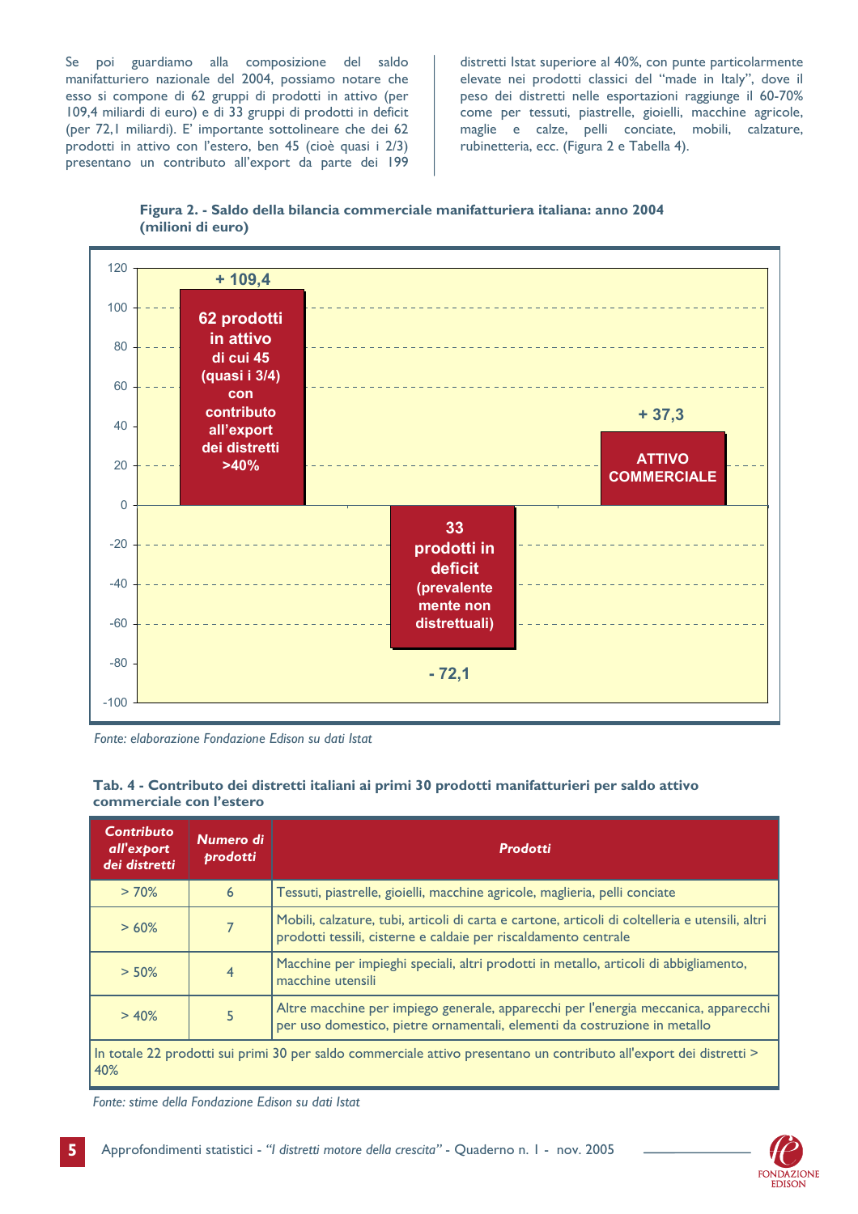Se poi guardiamo alla composizione del saldo manifatturiero nazionale del 2004, possiamo notare che esso si compone di 62 gruppi di prodotti in attivo (per 109,4 miliardi di euro) e di 33 gruppi di prodotti in deficit (per 72,1 miliardi). E' importante sottolineare che dei 62 prodotti in attivo con l'estero, ben 45 (cioè quasi i 2/3) presentano un contributo all'export da parte dei 199 distretti Istat superiore al 40%, con punte particolarmente elevate nei prodotti classici del "made in Italy", dove il peso dei distretti nelle esportazioni raggiunge il 60-70% come per tessuti, piastrelle, gioielli, macchine agricole, maglie e calze, pelli conciate, mobili, calzature, rubinetteria, ecc. (Figura 2 e Tabella 4).

**Figura 2. - Saldo della bilancia commerciale manifatturiera italiana: anno 2004 (milioni di euro)**

| | Valore | Descrizione |
|---|---|---|
| 62 prodotti in attivo | + 109,4 | di cui 45 (quasi i 3/4) con contributo all'export dei distretti >40% |
| 33 prodotti in deficit | - 72,1 | (prevalentemente non distrettuali) |
| Attivo commerciale | + 37,3 | |

*Fonte: elaborazione Fondazione Edison su dati Istat*

**Tab. 4 - Contributo dei distretti italiani ai primi 30 prodotti manifatturieri per saldo attivo commerciale con l'estero**

| Contributo all'export dei distretti | Numero di prodotti | Prodotti |
|---|---|---|
| > 70% | 6 | Tessuti, piastrelle, gioielli, macchine agricole, maglieria, pelli conciate |
| > 60% | 7 | Mobili, calzature, tubi, articoli di carta e cartone, articoli di coltelleria e utensili, altri prodotti tessili, cisterne e caldaie per riscaldamento centrale |
| > 50% | 4 | Macchine per impieghi speciali, altri prodotti in metallo, articoli di abbigliamento, macchine utensili |
| > 40% | 5 | Altre macchine per impiego generale, apparecchi per l'energia meccanica, apparecchi per uso domestico, pietre ornamentali, elementi da costruzione in metallo |
| In totale 22 prodotti sui primi 30 per saldo commerciale attivo presentano un contributo all'export dei distretti > 40% | | |

*Fonte: stime della Fondazione Edison su dati Istat*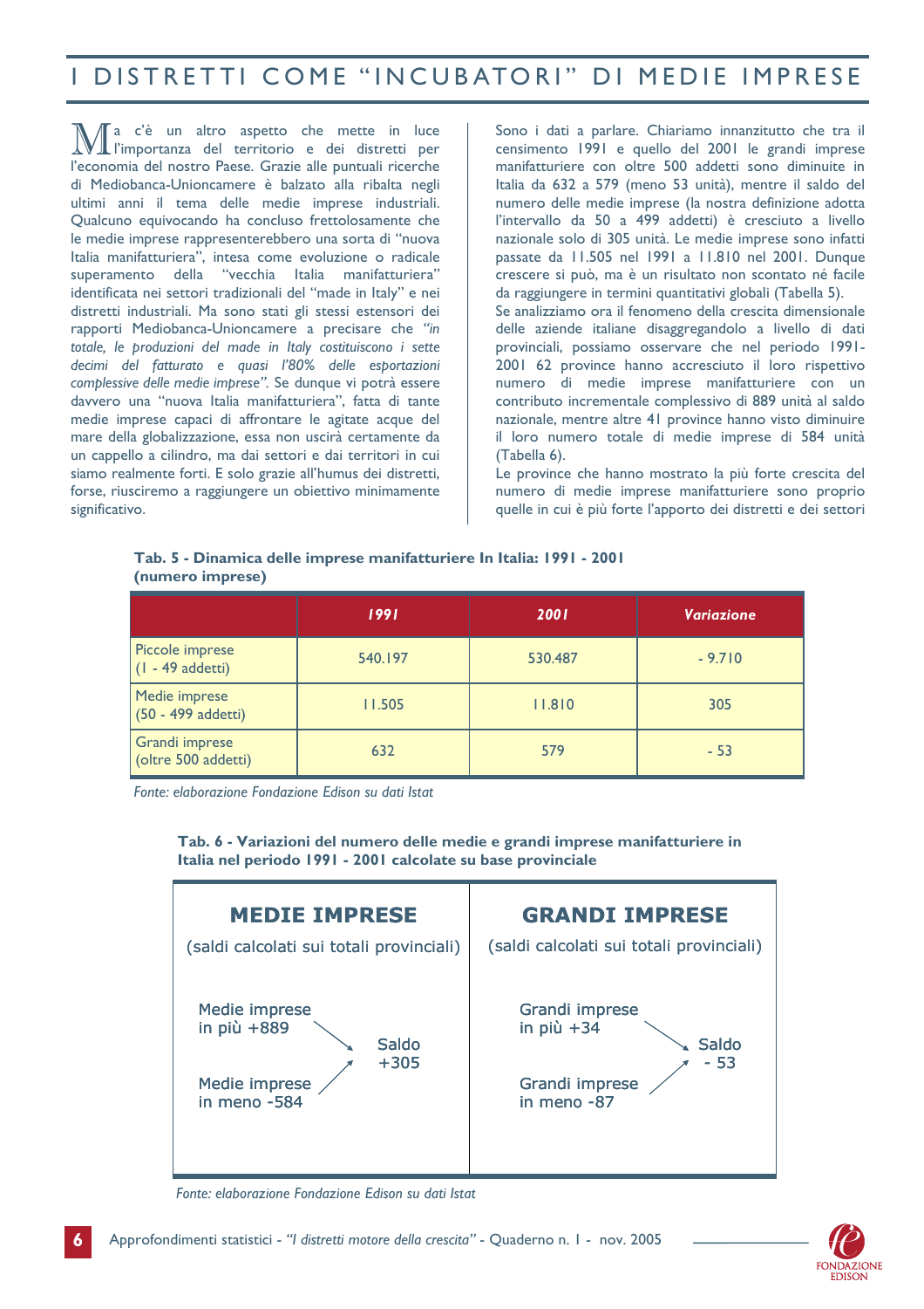# I DISTRETTI COME "INCUBATORI" DI MEDIE IMPRESE

Ma c'è un altro aspetto che mette in luce l'importanza del territorio e dei distretti per l'economia del nostro Paese. Grazie alle puntuali ricerche di Mediobanca-Unioncamere è balzato alla ribalta negli ultimi anni il tema delle medie imprese industriali. Qualcuno equivocando ha concluso frettolosamente che le medie imprese rappresenterebbero una sorta di "nuova Italia manifatturiera", intesa come evoluzione o radicale superamento della "vecchia Italia manifatturiera" identificata nei settori tradizionali del "made in Italy" e nei distretti industriali. Ma sono stati gli stessi estensori dei rapporti Mediobanca-Unioncamere a precisare che *"in totale, le produzioni del made in Italy costituiscono i sette decimi del fatturato e quasi l'80% delle esportazioni complessive delle medie imprese"*. Se dunque vi potrà essere davvero una "nuova Italia manifatturiera", fatta di tante medie imprese capaci di affrontare le agitate acque del mare della globalizzazione, essa non uscirà certamente da un cappello a cilindro, ma dai settori e dai territori in cui siamo realmente forti. E solo grazie all'humus dei distretti, forse, riusciremo a raggiungere un obiettivo minimamente significativo.

Sono i dati a parlare. Chiariamo innanzitutto che tra il censimento 1991 e quello del 2001 le grandi imprese manifatturiere con oltre 500 addetti sono diminuite in Italia da 632 a 579 (meno 53 unità), mentre il saldo del numero delle medie imprese (la nostra definizione adotta l'intervallo da 50 a 499 addetti) è cresciuto a livello nazionale solo di 305 unità. Le medie imprese sono infatti passate da 11.505 nel 1991 a 11.810 nel 2001. Dunque crescere si può, ma è un risultato non scontato né facile da raggiungere in termini quantitativi globali (Tabella 5).

Se analizziamo ora il fenomeno della crescita dimensionale delle aziende italiane disaggregandolo a livello di dati provinciali, possiamo osservare che nel periodo 1991-2001 62 province hanno accresciuto il loro rispettivo numero di medie imprese manifatturiere con un contributo incrementale complessivo di 889 unità al saldo nazionale, mentre altre 41 province hanno visto diminuire il loro numero totale di medie imprese di 584 unità (Tabella 6).

Le province che hanno mostrato la più forte crescita del numero di medie imprese manifatturiere sono proprio quelle in cui è più forte l'apporto dei distretti e dei settori

**Tab. 5 - Dinamica delle imprese manifatturiere In Italia: 1991 - 2001 (numero imprese)**

| | 1991 | 2001 | Variazione |
|---|---|---|---|
| Piccole imprese (1 - 49 addetti) | 540.197 | 530.487 | - 9.710 |
| Medie imprese (50 - 499 addetti) | 11.505 | 11.810 | 305 |
| Grandi imprese (oltre 500 addetti) | 632 | 579 | - 53 |

*Fonte: elaborazione Fondazione Edison su dati Istat*

**Tab. 6 - Variazioni del numero delle medie e grandi imprese manifatturiere in Italia nel periodo 1991 - 2001 calcolate su base provinciale**

| MEDIE IMPRESE (saldi calcolati sui totali provinciali) | | GRANDI IMPRESE (saldi calcolati sui totali provinciali) | |
|---|---|---|---|
| Medie imprese in più +889 | Saldo +305 | Grandi imprese in più +34 | Saldo - 53 |
| Medie imprese in meno -584 | | Grandi imprese in meno -87 | |

*Fonte: elaborazione Fondazione Edison su dati Istat*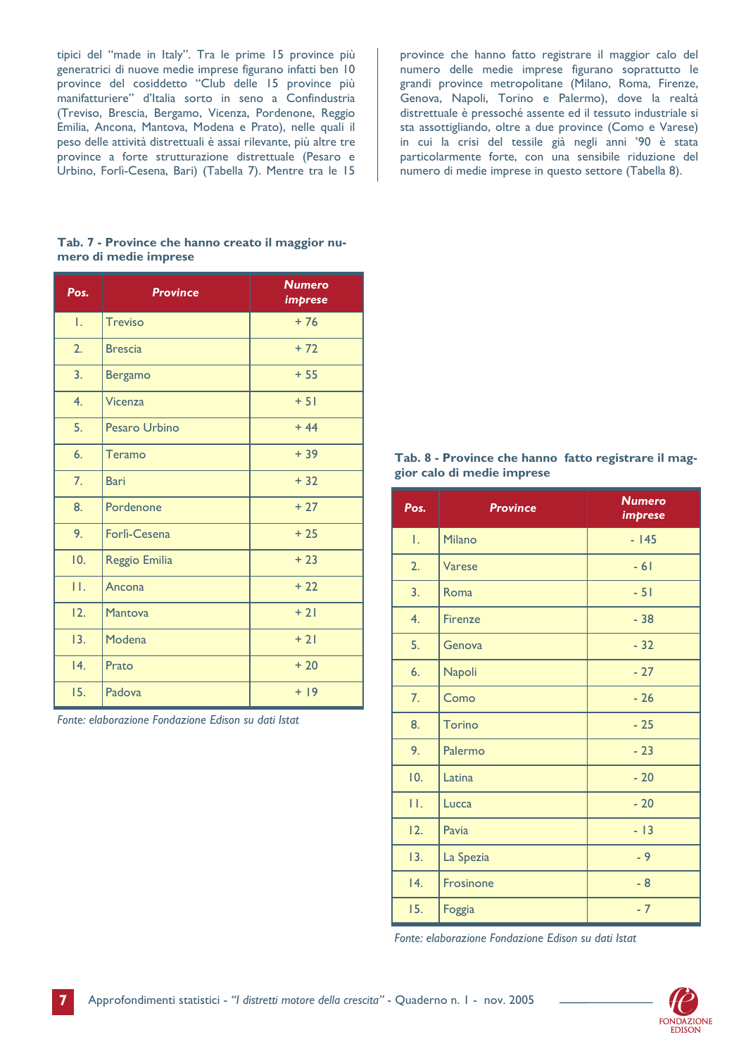tipici del "made in Italy". Tra le prime 15 province più generatrici di nuove medie imprese figurano infatti ben 10 province del cosiddetto "Club delle 15 province più manifatturiere" d'Italia sorto in seno a Confindustria (Treviso, Brescia, Bergamo, Vicenza, Pordenone, Reggio Emilia, Ancona, Mantova, Modena e Prato), nelle quali il peso delle attività distrettuali è assai rilevante, più altre tre province a forte strutturazione distrettuale (Pesaro e Urbino, Forlì-Cesena, Bari) (Tabella 7). Mentre tra le 15 province che hanno fatto registrare il maggior calo del numero delle medie imprese figurano soprattutto le grandi province metropolitane (Milano, Roma, Firenze, Genova, Napoli, Torino e Palermo), dove la realtà distrettuale è pressoché assente ed il tessuto industriale si sta assottigliando, oltre a due province (Como e Varese) in cui la crisi del tessile già negli anni '90 è stata particolarmente forte, con una sensibile riduzione del numero di medie imprese in questo settore (Tabella 8).

**Tab. 7 - Province che hanno creato il maggior numero di medie imprese**

| Pos. | Province | Numero imprese |
|---|---|---|
| 1. | Treviso | + 76 |
| 2. | Brescia | + 72 |
| 3. | Bergamo | + 55 |
| 4. | Vicenza | + 51 |
| 5. | Pesaro Urbino | + 44 |
| 6. | Teramo | + 39 |
| 7. | Bari | + 32 |
| 8. | Pordenone | + 27 |
| 9. | Forlì-Cesena | + 25 |
| 10. | Reggio Emilia | + 23 |
| 11. | Ancona | + 22 |
| 12. | Mantova | + 21 |
| 13. | Modena | + 21 |
| 14. | Prato | + 20 |
| 15. | Padova | + 19 |

*Fonte: elaborazione Fondazione Edison su dati Istat*

**Tab. 8 - Province che hanno fatto registrare il maggior calo di medie imprese**

| Pos. | Province | Numero imprese |
|---|---|---|
| 1. | Milano | - 145 |
| 2. | Varese | - 61 |
| 3. | Roma | - 51 |
| 4. | Firenze | - 38 |
| 5. | Genova | - 32 |
| 6. | Napoli | - 27 |
| 7. | Como | - 26 |
| 8. | Torino | - 25 |
| 9. | Palermo | - 23 |
| 10. | Latina | - 20 |
| 11. | Lucca | - 20 |
| 12. | Pavia | - 13 |
| 13. | La Spezia | - 9 |
| 14. | Frosinone | - 8 |
| 15. | Foggia | - 7 |

*Fonte: elaborazione Fondazione Edison su dati Istat*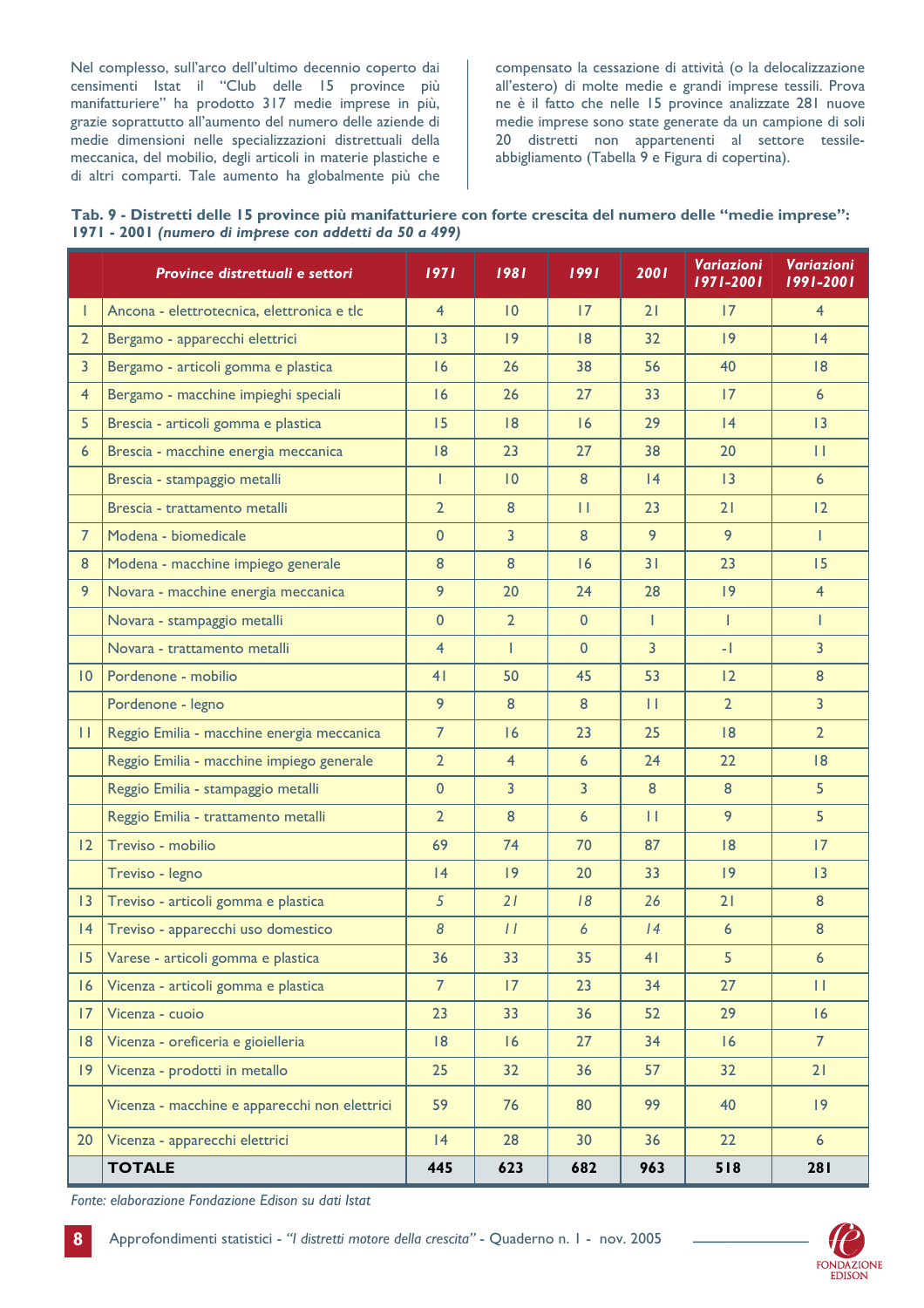Nel complesso, sull'arco dell'ultimo decennio coperto dai censimenti Istat il "Club delle 15 province più manifatturiere" ha prodotto 317 medie imprese in più, grazie soprattutto all'aumento del numero delle aziende di medie dimensioni nelle specializzazioni distrettuali della meccanica, del mobilio, degli articoli in materie plastiche e di altri comparti. Tale aumento ha globalmente più che compensato la cessazione di attività (o la delocalizzazione all'estero) di molte medie e grandi imprese tessili. Prova ne è il fatto che nelle 15 province analizzate 281 nuove medie imprese sono state generate da un campione di soli 20 distretti non appartenenti al settore tessile-abbigliamento (Tabella 9 e Figura di copertina).

**Tab. 9 - Distretti delle 15 province più manifatturiere con forte crescita del numero delle "medie imprese": 1971 - 2001** ***(numero di imprese con addetti da 50 a 499)***

| | Province distrettuali e settori | 1971 | 1981 | 1991 | 2001 | Variazioni 1971-2001 | Variazioni 1991-2001 |
|---|---|---|---|---|---|---|---|
| 1 | Ancona - elettrotecnica, elettronica e tlc | 4 | 10 | 17 | 21 | 17 | 4 |
| 2 | Bergamo - apparecchi elettrici | 13 | 19 | 18 | 32 | 19 | 14 |
| 3 | Bergamo - articoli gomma e plastica | 16 | 26 | 38 | 56 | 40 | 18 |
| 4 | Bergamo - macchine impieghi speciali | 16 | 26 | 27 | 33 | 17 | 6 |
| 5 | Brescia - articoli gomma e plastica | 15 | 18 | 16 | 29 | 14 | 13 |
| 6 | Brescia - macchine energia meccanica | 18 | 23 | 27 | 38 | 20 | 11 |
| | Brescia - stampaggio metalli | 1 | 10 | 8 | 14 | 13 | 6 |
| | Brescia - trattamento metalli | 2 | 8 | 11 | 23 | 21 | 12 |
| 7 | Modena - biomedicale | 0 | 3 | 8 | 9 | 9 | 1 |
| 8 | Modena - macchine impiego generale | 8 | 8 | 16 | 31 | 23 | 15 |
| 9 | Novara - macchine energia meccanica | 9 | 20 | 24 | 28 | 19 | 4 |
| | Novara - stampaggio metalli | 0 | 2 | 0 | 1 | 1 | 1 |
| | Novara - trattamento metalli | 4 | 1 | 0 | 3 | -1 | 3 |
| 10 | Pordenone - mobilio | 41 | 50 | 45 | 53 | 12 | 8 |
| | Pordenone - legno | 9 | 8 | 8 | 11 | 2 | 3 |
| 11 | Reggio Emilia - macchine energia meccanica | 7 | 16 | 23 | 25 | 18 | 2 |
| | Reggio Emilia - macchine impiego generale | 2 | 4 | 6 | 24 | 22 | 18 |
| | Reggio Emilia - stampaggio metalli | 0 | 3 | 3 | 8 | 8 | 5 |
| | Reggio Emilia - trattamento metalli | 2 | 8 | 6 | 11 | 9 | 5 |
| 12 | Treviso - mobilio | 69 | 74 | 70 | 87 | 18 | 17 |
| | Treviso - legno | 14 | 19 | 20 | 33 | 19 | 13 |
| 13 | Treviso - articoli gomma e plastica | *5* | *21* | *18* | 26 | 21 | 8 |
| 14 | Treviso - apparecchi uso domestico | *8* | *11* | *6* | *14* | 6 | 8 |
| 15 | Varese - articoli gomma e plastica | 36 | 33 | 35 | 41 | 5 | 6 |
| 16 | Vicenza - articoli gomma e plastica | 7 | 17 | 23 | 34 | 27 | 11 |
| 17 | Vicenza - cuoio | 23 | 33 | 36 | 52 | 29 | 16 |
| 18 | Vicenza - oreficeria e gioielleria | 18 | 16 | 27 | 34 | 16 | 7 |
| 19 | Vicenza - prodotti in metallo | 25 | 32 | 36 | 57 | 32 | 21 |
| | Vicenza - macchine e apparecchi non elettrici | 59 | 76 | 80 | 99 | 40 | 19 |
| 20 | Vicenza - apparecchi elettrici | 14 | 28 | 30 | 36 | 22 | 6 |
| | **TOTALE** | **445** | **623** | **682** | **963** | **518** | **281** |

*Fonte: elaborazione Fondazione Edison su dati Istat*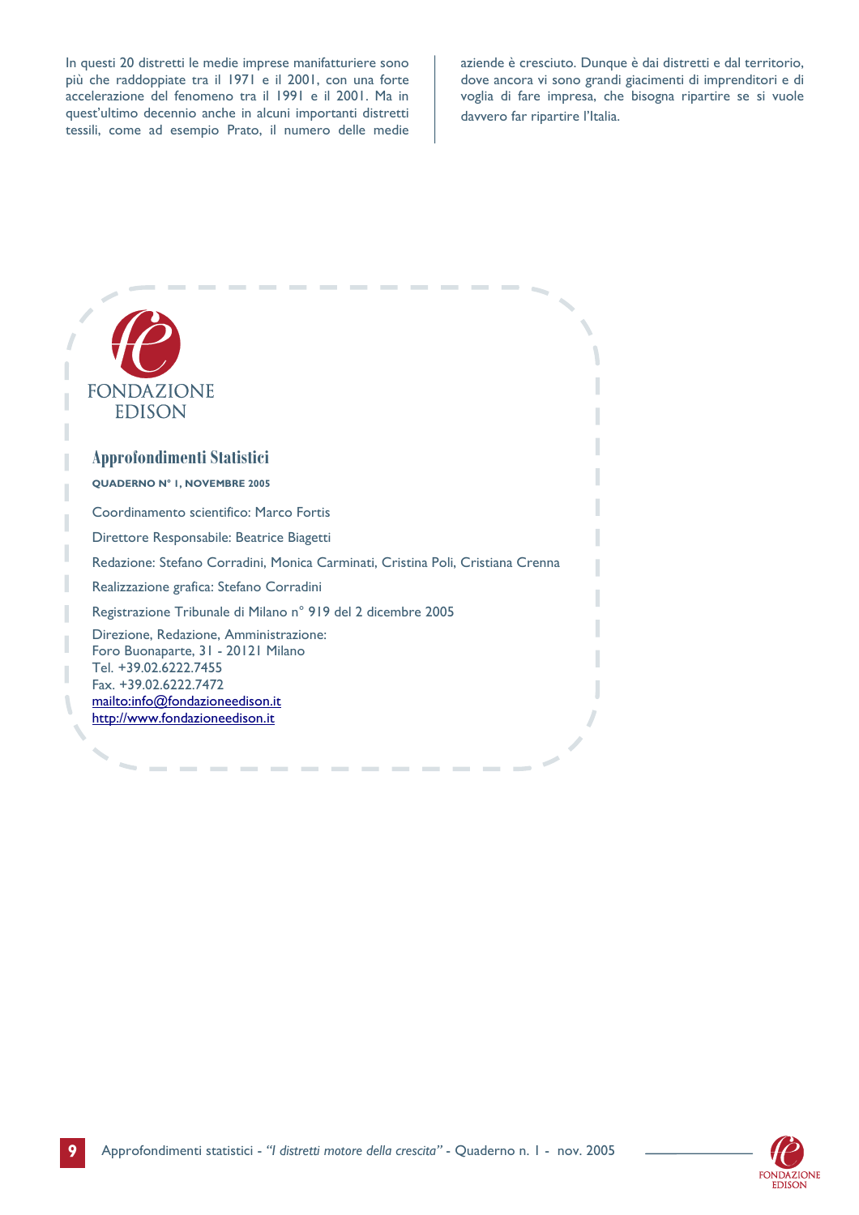In questi 20 distretti le medie imprese manifatturiere sono più che raddoppiate tra il 1971 e il 2001, con una forte accelerazione del fenomeno tra il 1991 e il 2001. Ma in quest'ultimo decennio anche in alcuni importanti distretti tessili, come ad esempio Prato, il numero delle medie aziende è cresciuto. Dunque è dai distretti e dal territorio, dove ancora vi sono grandi giacimenti di imprenditori e di voglia di fare impresa, che bisogna ripartire se si vuole davvero far ripartire l'Italia.

FONDAZIONE EDISON

## Approfondimenti Statistici

**QUADERNO N° 1, NOVEMBRE 2005**

Coordinamento scientifico: Marco Fortis

Direttore Responsabile: Beatrice Biagetti

Redazione: Stefano Corradini, Monica Carminati, Cristina Poli, Cristiana Crenna

Realizzazione grafica: Stefano Corradini

Registrazione Tribunale di Milano n° 919 del 2 dicembre 2005

Direzione, Redazione, Amministrazione:
Foro Buonaparte, 31 - 20121 Milano
Tel. +39.02.6222.7455
Fax. +39.02.6222.7472
mailto:info@fondazioneedison.it
http://www.fondazioneedison.it